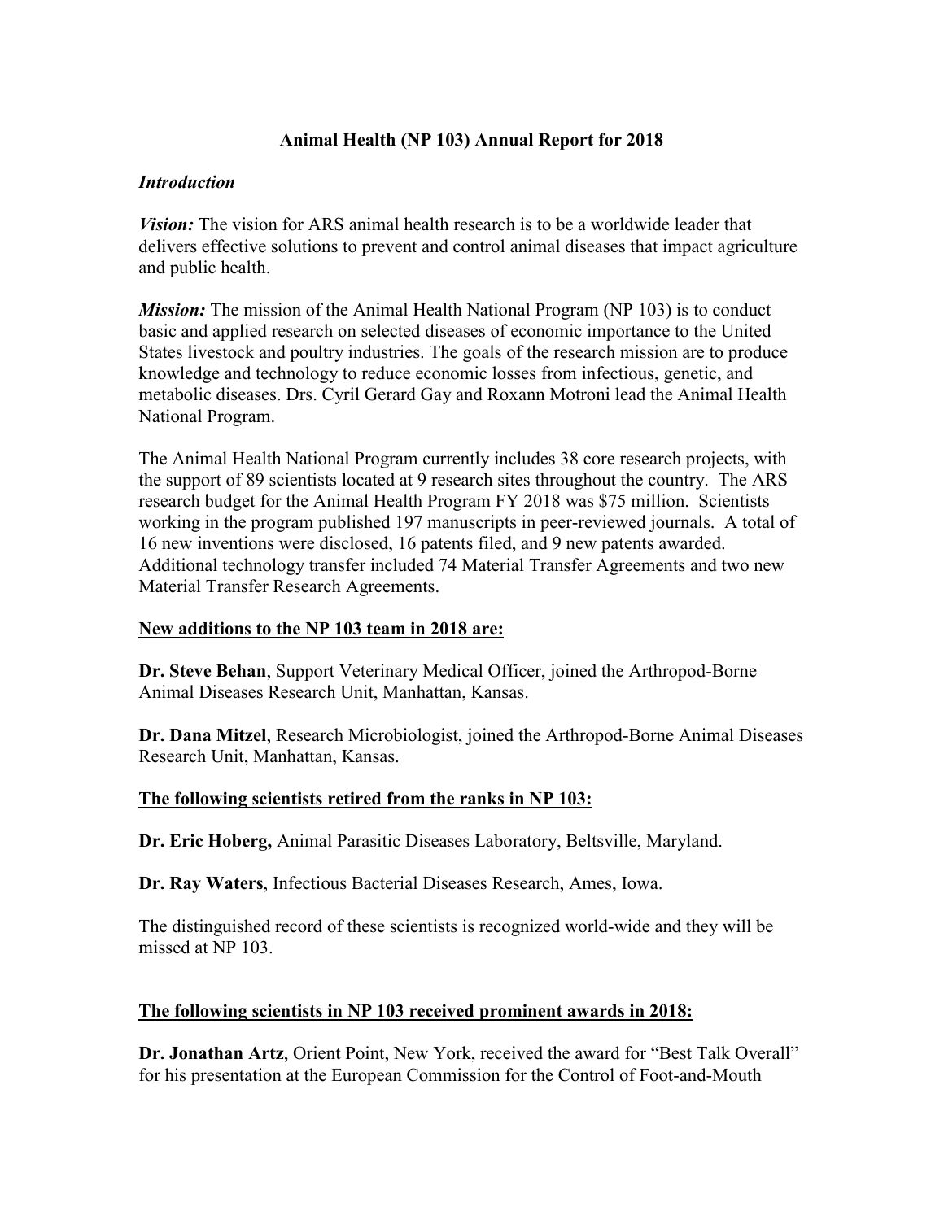# Animal Health (NP 103) Annual Report for 2018

## *Introduction*

***Vision:*** The vision for ARS animal health research is to be a worldwide leader that delivers effective solutions to prevent and control animal diseases that impact agriculture and public health.

***Mission:*** The mission of the Animal Health National Program (NP 103) is to conduct basic and applied research on selected diseases of economic importance to the United States livestock and poultry industries. The goals of the research mission are to produce knowledge and technology to reduce economic losses from infectious, genetic, and metabolic diseases. Drs. Cyril Gerard Gay and Roxann Motroni lead the Animal Health National Program.

The Animal Health National Program currently includes 38 core research projects, with the support of 89 scientists located at 9 research sites throughout the country. The ARS research budget for the Animal Health Program FY 2018 was $75 million. Scientists working in the program published 197 manuscripts in peer-reviewed journals. A total of 16 new inventions were disclosed, 16 patents filed, and 9 new patents awarded. Additional technology transfer included 74 Material Transfer Agreements and two new Material Transfer Research Agreements.

**<u>New additions to the NP 103 team in 2018 are:</u>**

**Dr. Steve Behan**, Support Veterinary Medical Officer, joined the Arthropod-Borne Animal Diseases Research Unit, Manhattan, Kansas.

**Dr. Dana Mitzel**, Research Microbiologist, joined the Arthropod-Borne Animal Diseases Research Unit, Manhattan, Kansas.

**<u>The following scientists retired from the ranks in NP 103:</u>**

**Dr. Eric Hoberg,** Animal Parasitic Diseases Laboratory, Beltsville, Maryland.

**Dr. Ray Waters**, Infectious Bacterial Diseases Research, Ames, Iowa.

The distinguished record of these scientists is recognized world-wide and they will be missed at NP 103.

**<u>The following scientists in NP 103 received prominent awards in 2018:</u>**

**Dr. Jonathan Artz**, Orient Point, New York, received the award for "Best Talk Overall" for his presentation at the European Commission for the Control of Foot-and-Mouth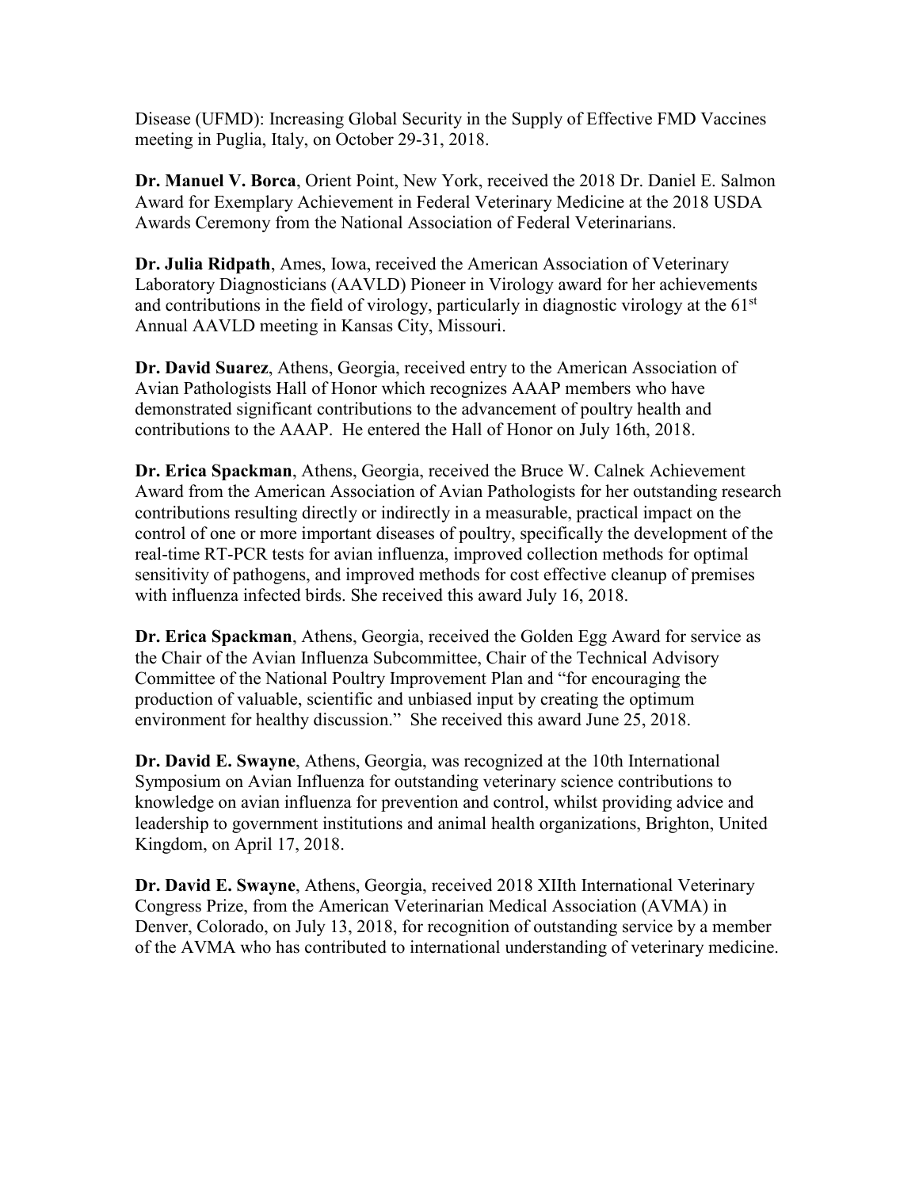Disease (UFMD): Increasing Global Security in the Supply of Effective FMD Vaccines meeting in Puglia, Italy, on October 29-31, 2018.

**Dr. Manuel V. Borca**, Orient Point, New York, received the 2018 Dr. Daniel E. Salmon Award for Exemplary Achievement in Federal Veterinary Medicine at the 2018 USDA Awards Ceremony from the National Association of Federal Veterinarians.

**Dr. Julia Ridpath**, Ames, Iowa, received the American Association of Veterinary Laboratory Diagnosticians (AAVLD) Pioneer in Virology award for her achievements and contributions in the field of virology, particularly in diagnostic virology at the 61st Annual AAVLD meeting in Kansas City, Missouri.

**Dr. David Suarez**, Athens, Georgia, received entry to the American Association of Avian Pathologists Hall of Honor which recognizes AAAP members who have demonstrated significant contributions to the advancement of poultry health and contributions to the AAAP. He entered the Hall of Honor on July 16th, 2018.

**Dr. Erica Spackman**, Athens, Georgia, received the Bruce W. Calnek Achievement Award from the American Association of Avian Pathologists for her outstanding research contributions resulting directly or indirectly in a measurable, practical impact on the control of one or more important diseases of poultry, specifically the development of the real-time RT-PCR tests for avian influenza, improved collection methods for optimal sensitivity of pathogens, and improved methods for cost effective cleanup of premises with influenza infected birds. She received this award July 16, 2018.

**Dr. Erica Spackman**, Athens, Georgia, received the Golden Egg Award for service as the Chair of the Avian Influenza Subcommittee, Chair of the Technical Advisory Committee of the National Poultry Improvement Plan and "for encouraging the production of valuable, scientific and unbiased input by creating the optimum environment for healthy discussion." She received this award June 25, 2018.

**Dr. David E. Swayne**, Athens, Georgia, was recognized at the 10th International Symposium on Avian Influenza for outstanding veterinary science contributions to knowledge on avian influenza for prevention and control, whilst providing advice and leadership to government institutions and animal health organizations, Brighton, United Kingdom, on April 17, 2018.

**Dr. David E. Swayne**, Athens, Georgia, received 2018 XIIth International Veterinary Congress Prize, from the American Veterinarian Medical Association (AVMA) in Denver, Colorado, on July 13, 2018, for recognition of outstanding service by a member of the AVMA who has contributed to international understanding of veterinary medicine.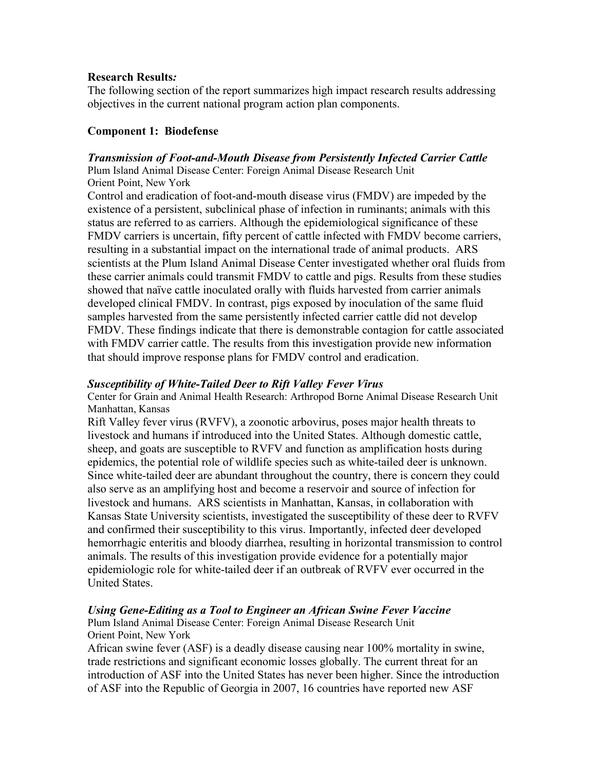**Research Results*:***

The following section of the report summarizes high impact research results addressing objectives in the current national program action plan components.

**Component 1: Biodefense**

***Transmission of Foot-and-Mouth Disease from Persistently Infected Carrier Cattle***

Plum Island Animal Disease Center: Foreign Animal Disease Research Unit
Orient Point, New York

Control and eradication of foot-and-mouth disease virus (FMDV) are impeded by the existence of a persistent, subclinical phase of infection in ruminants; animals with this status are referred to as carriers. Although the epidemiological significance of these FMDV carriers is uncertain, fifty percent of cattle infected with FMDV become carriers, resulting in a substantial impact on the international trade of animal products. ARS scientists at the Plum Island Animal Disease Center investigated whether oral fluids from these carrier animals could transmit FMDV to cattle and pigs. Results from these studies showed that naïve cattle inoculated orally with fluids harvested from carrier animals developed clinical FMDV. In contrast, pigs exposed by inoculation of the same fluid samples harvested from the same persistently infected carrier cattle did not develop FMDV. These findings indicate that there is demonstrable contagion for cattle associated with FMDV carrier cattle. The results from this investigation provide new information that should improve response plans for FMDV control and eradication.

***Susceptibility of White-Tailed Deer to Rift Valley Fever Virus***

Center for Grain and Animal Health Research: Arthropod Borne Animal Disease Research Unit
Manhattan, Kansas

Rift Valley fever virus (RVFV), a zoonotic arbovirus, poses major health threats to livestock and humans if introduced into the United States. Although domestic cattle, sheep, and goats are susceptible to RVFV and function as amplification hosts during epidemics, the potential role of wildlife species such as white-tailed deer is unknown. Since white-tailed deer are abundant throughout the country, there is concern they could also serve as an amplifying host and become a reservoir and source of infection for livestock and humans. ARS scientists in Manhattan, Kansas, in collaboration with Kansas State University scientists, investigated the susceptibility of these deer to RVFV and confirmed their susceptibility to this virus. Importantly, infected deer developed hemorrhagic enteritis and bloody diarrhea, resulting in horizontal transmission to control animals. The results of this investigation provide evidence for a potentially major epidemiologic role for white-tailed deer if an outbreak of RVFV ever occurred in the United States.

***Using Gene-Editing as a Tool to Engineer an African Swine Fever Vaccine***

Plum Island Animal Disease Center: Foreign Animal Disease Research Unit
Orient Point, New York

African swine fever (ASF) is a deadly disease causing near 100% mortality in swine, trade restrictions and significant economic losses globally. The current threat for an introduction of ASF into the United States has never been higher. Since the introduction of ASF into the Republic of Georgia in 2007, 16 countries have reported new ASF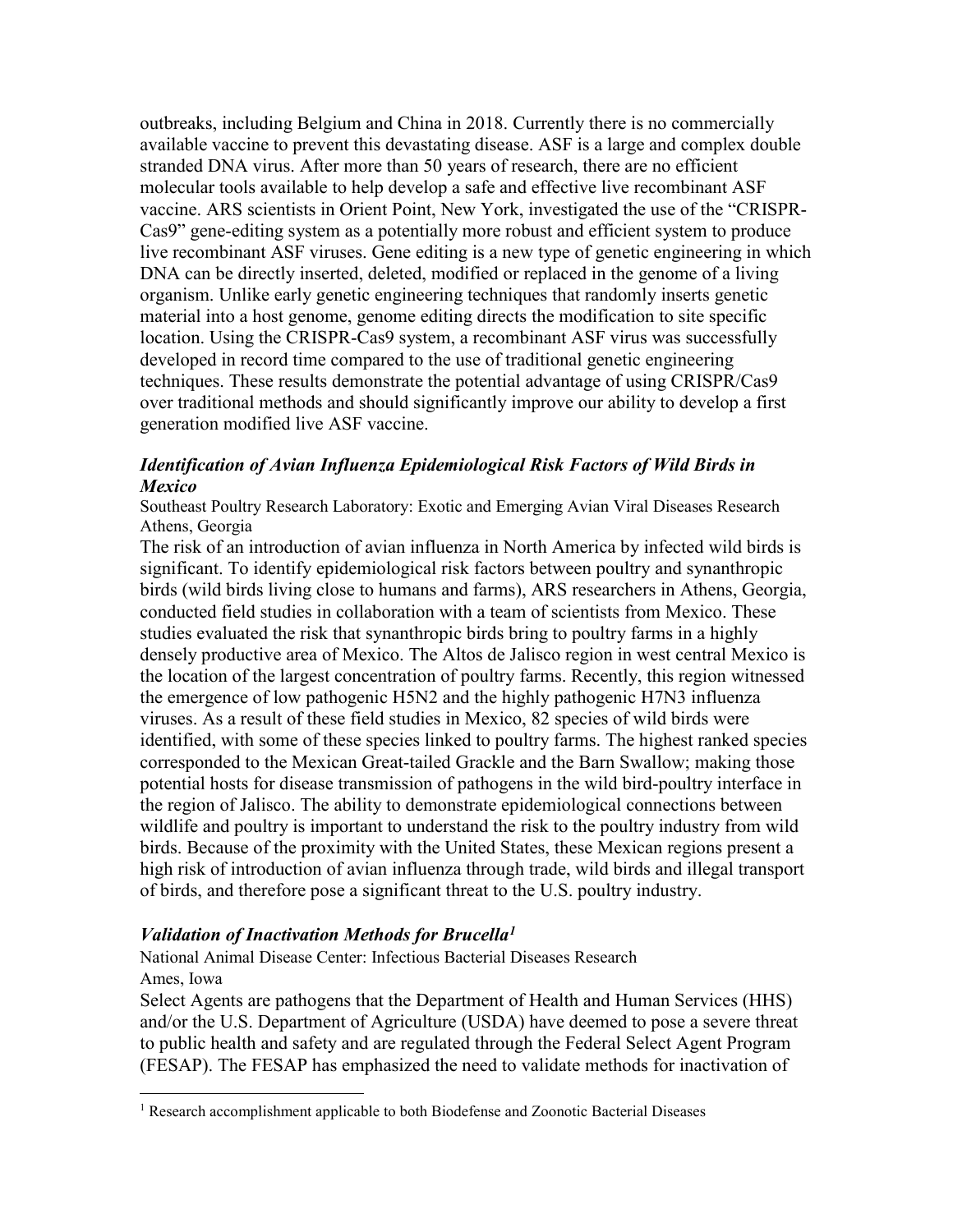outbreaks, including Belgium and China in 2018. Currently there is no commercially available vaccine to prevent this devastating disease. ASF is a large and complex double stranded DNA virus. After more than 50 years of research, there are no efficient molecular tools available to help develop a safe and effective live recombinant ASF vaccine. ARS scientists in Orient Point, New York, investigated the use of the "CRISPR-Cas9" gene-editing system as a potentially more robust and efficient system to produce live recombinant ASF viruses. Gene editing is a new type of genetic engineering in which DNA can be directly inserted, deleted, modified or replaced in the genome of a living organism. Unlike early genetic engineering techniques that randomly inserts genetic material into a host genome, genome editing directs the modification to site specific location. Using the CRISPR-Cas9 system, a recombinant ASF virus was successfully developed in record time compared to the use of traditional genetic engineering techniques. These results demonstrate the potential advantage of using CRISPR/Cas9 over traditional methods and should significantly improve our ability to develop a first generation modified live ASF vaccine.

### *Identification of Avian Influenza Epidemiological Risk Factors of Wild Birds in Mexico*

Southeast Poultry Research Laboratory: Exotic and Emerging Avian Viral Diseases Research
Athens, Georgia

The risk of an introduction of avian influenza in North America by infected wild birds is significant. To identify epidemiological risk factors between poultry and synanthropic birds (wild birds living close to humans and farms), ARS researchers in Athens, Georgia, conducted field studies in collaboration with a team of scientists from Mexico. These studies evaluated the risk that synanthropic birds bring to poultry farms in a highly densely productive area of Mexico. The Altos de Jalisco region in west central Mexico is the location of the largest concentration of poultry farms. Recently, this region witnessed the emergence of low pathogenic H5N2 and the highly pathogenic H7N3 influenza viruses. As a result of these field studies in Mexico, 82 species of wild birds were identified, with some of these species linked to poultry farms. The highest ranked species corresponded to the Mexican Great-tailed Grackle and the Barn Swallow; making those potential hosts for disease transmission of pathogens in the wild bird-poultry interface in the region of Jalisco. The ability to demonstrate epidemiological connections between wildlife and poultry is important to understand the risk to the poultry industry from wild birds. Because of the proximity with the United States, these Mexican regions present a high risk of introduction of avian influenza through trade, wild birds and illegal transport of birds, and therefore pose a significant threat to the U.S. poultry industry.

### *Validation of Inactivation Methods for Brucella*[1]

National Animal Disease Center: Infectious Bacterial Diseases Research
Ames, Iowa

Select Agents are pathogens that the Department of Health and Human Services (HHS) and/or the U.S. Department of Agriculture (USDA) have deemed to pose a severe threat to public health and safety and are regulated through the Federal Select Agent Program (FESAP). The FESAP has emphasized the need to validate methods for inactivation of

[1] Research accomplishment applicable to both Biodefense and Zoonotic Bacterial Diseases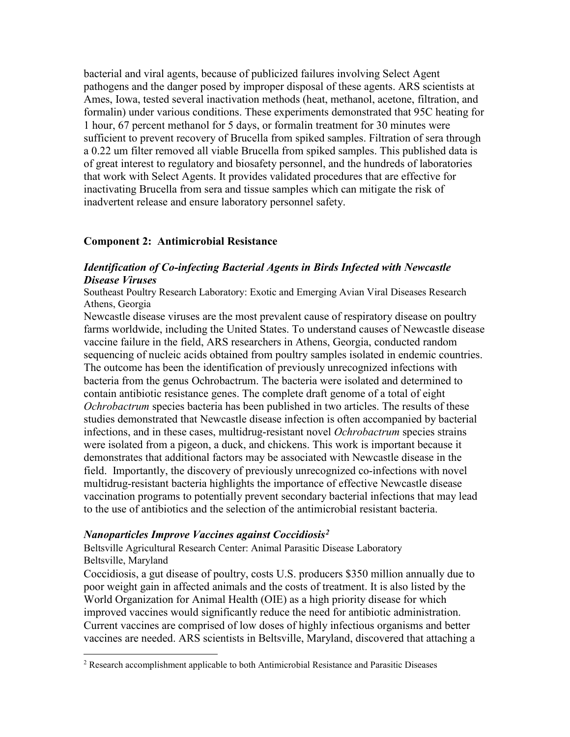bacterial and viral agents, because of publicized failures involving Select Agent pathogens and the danger posed by improper disposal of these agents. ARS scientists at Ames, Iowa, tested several inactivation methods (heat, methanol, acetone, filtration, and formalin) under various conditions. These experiments demonstrated that 95C heating for 1 hour, 67 percent methanol for 5 days, or formalin treatment for 30 minutes were sufficient to prevent recovery of Brucella from spiked samples. Filtration of sera through a 0.22 um filter removed all viable Brucella from spiked samples. This published data is of great interest to regulatory and biosafety personnel, and the hundreds of laboratories that work with Select Agents. It provides validated procedures that are effective for inactivating Brucella from sera and tissue samples which can mitigate the risk of inadvertent release and ensure laboratory personnel safety.

## Component 2: Antimicrobial Resistance

### *Identification of Co-infecting Bacterial Agents in Birds Infected with Newcastle Disease Viruses*

Southeast Poultry Research Laboratory: Exotic and Emerging Avian Viral Diseases Research
Athens, Georgia

Newcastle disease viruses are the most prevalent cause of respiratory disease on poultry farms worldwide, including the United States. To understand causes of Newcastle disease vaccine failure in the field, ARS researchers in Athens, Georgia, conducted random sequencing of nucleic acids obtained from poultry samples isolated in endemic countries. The outcome has been the identification of previously unrecognized infections with bacteria from the genus Ochrobactrum. The bacteria were isolated and determined to contain antibiotic resistance genes. The complete draft genome of a total of eight *Ochrobactrum* species bacteria has been published in two articles. The results of these studies demonstrated that Newcastle disease infection is often accompanied by bacterial infections, and in these cases, multidrug-resistant novel *Ochrobactrum* species strains were isolated from a pigeon, a duck, and chickens. This work is important because it demonstrates that additional factors may be associated with Newcastle disease in the field. Importantly, the discovery of previously unrecognized co-infections with novel multidrug-resistant bacteria highlights the importance of effective Newcastle disease vaccination programs to potentially prevent secondary bacterial infections that may lead to the use of antibiotics and the selection of the antimicrobial resistant bacteria.

### *Nanoparticles Improve Vaccines against Coccidiosis*[2]

Beltsville Agricultural Research Center: Animal Parasitic Disease Laboratory
Beltsville, Maryland

Coccidiosis, a gut disease of poultry, costs U.S. producers $350 million annually due to poor weight gain in affected animals and the costs of treatment. It is also listed by the World Organization for Animal Health (OIE) as a high priority disease for which improved vaccines would significantly reduce the need for antibiotic administration. Current vaccines are comprised of low doses of highly infectious organisms and better vaccines are needed. ARS scientists in Beltsville, Maryland, discovered that attaching a

[2] Research accomplishment applicable to both Antimicrobial Resistance and Parasitic Diseases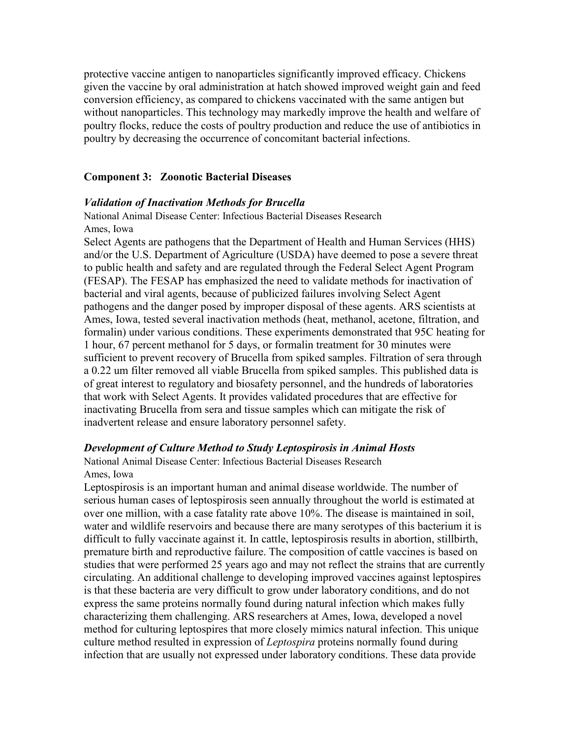protective vaccine antigen to nanoparticles significantly improved efficacy. Chickens given the vaccine by oral administration at hatch showed improved weight gain and feed conversion efficiency, as compared to chickens vaccinated with the same antigen but without nanoparticles. This technology may markedly improve the health and welfare of poultry flocks, reduce the costs of poultry production and reduce the use of antibiotics in poultry by decreasing the occurrence of concomitant bacterial infections.

## Component 3: Zoonotic Bacterial Diseases

### *Validation of Inactivation Methods for Brucella*

National Animal Disease Center: Infectious Bacterial Diseases Research
Ames, Iowa

Select Agents are pathogens that the Department of Health and Human Services (HHS) and/or the U.S. Department of Agriculture (USDA) have deemed to pose a severe threat to public health and safety and are regulated through the Federal Select Agent Program (FESAP). The FESAP has emphasized the need to validate methods for inactivation of bacterial and viral agents, because of publicized failures involving Select Agent pathogens and the danger posed by improper disposal of these agents. ARS scientists at Ames, Iowa, tested several inactivation methods (heat, methanol, acetone, filtration, and formalin) under various conditions. These experiments demonstrated that 95C heating for 1 hour, 67 percent methanol for 5 days, or formalin treatment for 30 minutes were sufficient to prevent recovery of Brucella from spiked samples. Filtration of sera through a 0.22 um filter removed all viable Brucella from spiked samples. This published data is of great interest to regulatory and biosafety personnel, and the hundreds of laboratories that work with Select Agents. It provides validated procedures that are effective for inactivating Brucella from sera and tissue samples which can mitigate the risk of inadvertent release and ensure laboratory personnel safety.

### *Development of Culture Method to Study Leptospirosis in Animal Hosts*

National Animal Disease Center: Infectious Bacterial Diseases Research
Ames, Iowa

Leptospirosis is an important human and animal disease worldwide. The number of serious human cases of leptospirosis seen annually throughout the world is estimated at over one million, with a case fatality rate above 10%. The disease is maintained in soil, water and wildlife reservoirs and because there are many serotypes of this bacterium it is difficult to fully vaccinate against it. In cattle, leptospirosis results in abortion, stillbirth, premature birth and reproductive failure. The composition of cattle vaccines is based on studies that were performed 25 years ago and may not reflect the strains that are currently circulating. An additional challenge to developing improved vaccines against leptospires is that these bacteria are very difficult to grow under laboratory conditions, and do not express the same proteins normally found during natural infection which makes fully characterizing them challenging. ARS researchers at Ames, Iowa, developed a novel method for culturing leptospires that more closely mimics natural infection. This unique culture method resulted in expression of *Leptospira* proteins normally found during infection that are usually not expressed under laboratory conditions. These data provide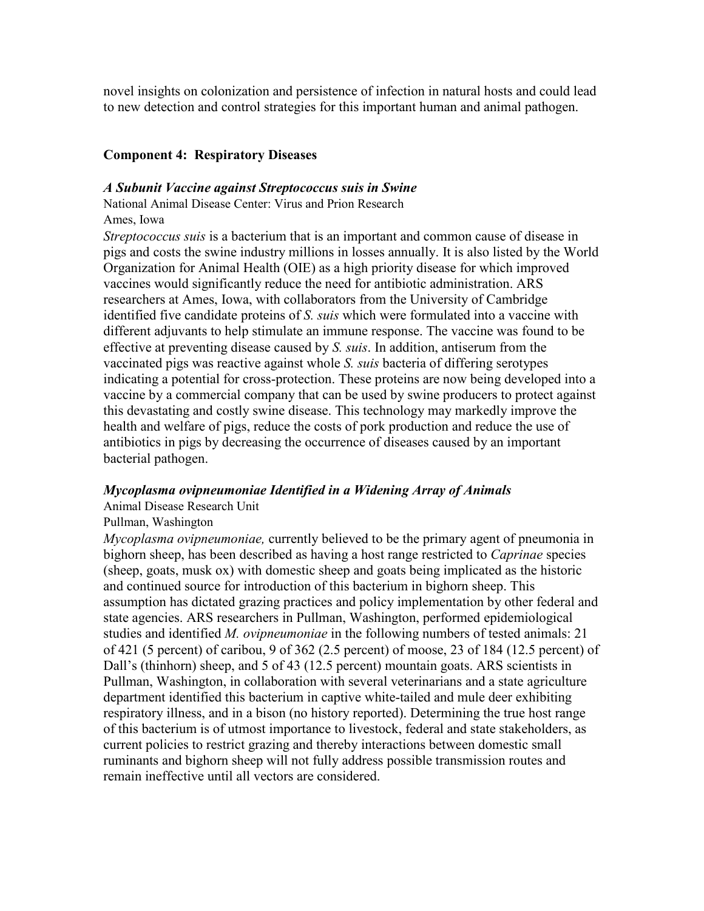novel insights on colonization and persistence of infection in natural hosts and could lead to new detection and control strategies for this important human and animal pathogen.

**Component 4: Respiratory Diseases**

***A Subunit Vaccine against Streptococcus suis in Swine***

National Animal Disease Center: Virus and Prion Research
Ames, Iowa

*Streptococcus suis* is a bacterium that is an important and common cause of disease in pigs and costs the swine industry millions in losses annually. It is also listed by the World Organization for Animal Health (OIE) as a high priority disease for which improved vaccines would significantly reduce the need for antibiotic administration. ARS researchers at Ames, Iowa, with collaborators from the University of Cambridge identified five candidate proteins of *S. suis* which were formulated into a vaccine with different adjuvants to help stimulate an immune response. The vaccine was found to be effective at preventing disease caused by *S. suis*. In addition, antiserum from the vaccinated pigs was reactive against whole *S. suis* bacteria of differing serotypes indicating a potential for cross-protection. These proteins are now being developed into a vaccine by a commercial company that can be used by swine producers to protect against this devastating and costly swine disease. This technology may markedly improve the health and welfare of pigs, reduce the costs of pork production and reduce the use of antibiotics in pigs by decreasing the occurrence of diseases caused by an important bacterial pathogen.

***Mycoplasma ovipneumoniae Identified in a Widening Array of Animals***

Animal Disease Research Unit
Pullman, Washington

*Mycoplasma ovipneumoniae,* currently believed to be the primary agent of pneumonia in bighorn sheep, has been described as having a host range restricted to *Caprinae* species (sheep, goats, musk ox) with domestic sheep and goats being implicated as the historic and continued source for introduction of this bacterium in bighorn sheep. This assumption has dictated grazing practices and policy implementation by other federal and state agencies. ARS researchers in Pullman, Washington, performed epidemiological studies and identified *M. ovipneumoniae* in the following numbers of tested animals: 21 of 421 (5 percent) of caribou, 9 of 362 (2.5 percent) of moose, 23 of 184 (12.5 percent) of Dall's (thinhorn) sheep, and 5 of 43 (12.5 percent) mountain goats. ARS scientists in Pullman, Washington, in collaboration with several veterinarians and a state agriculture department identified this bacterium in captive white-tailed and mule deer exhibiting respiratory illness, and in a bison (no history reported). Determining the true host range of this bacterium is of utmost importance to livestock, federal and state stakeholders, as current policies to restrict grazing and thereby interactions between domestic small ruminants and bighorn sheep will not fully address possible transmission routes and remain ineffective until all vectors are considered.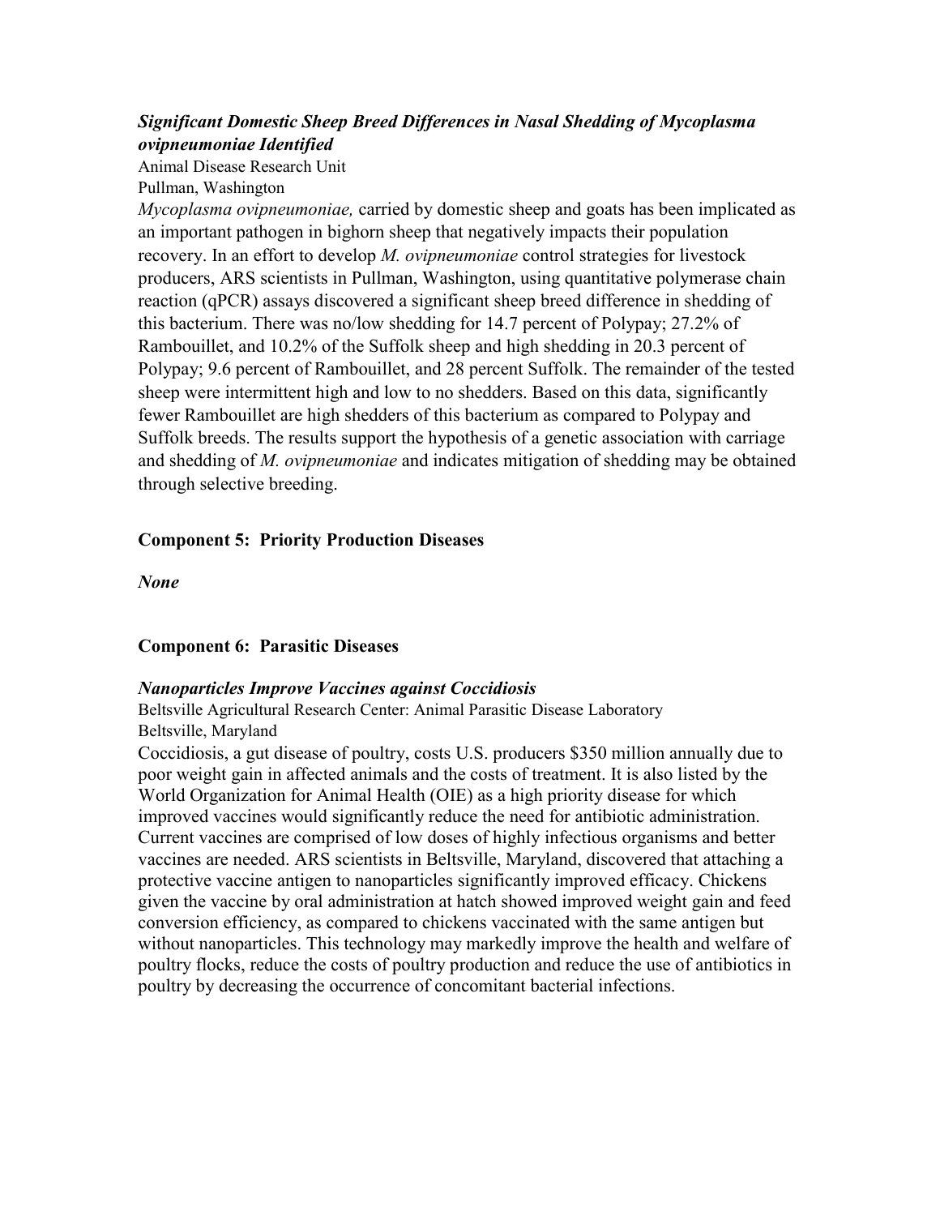### *Significant Domestic Sheep Breed Differences in Nasal Shedding of Mycoplasma ovipneumoniae Identified*

Animal Disease Research Unit
Pullman, Washington

*Mycoplasma ovipneumoniae,* carried by domestic sheep and goats has been implicated as an important pathogen in bighorn sheep that negatively impacts their population recovery. In an effort to develop *M. ovipneumoniae* control strategies for livestock producers, ARS scientists in Pullman, Washington, using quantitative polymerase chain reaction (qPCR) assays discovered a significant sheep breed difference in shedding of this bacterium. There was no/low shedding for 14.7 percent of Polypay; 27.2% of Rambouillet, and 10.2% of the Suffolk sheep and high shedding in 20.3 percent of Polypay; 9.6 percent of Rambouillet, and 28 percent Suffolk. The remainder of the tested sheep were intermittent high and low to no shedders. Based on this data, significantly fewer Rambouillet are high shedders of this bacterium as compared to Polypay and Suffolk breeds. The results support the hypothesis of a genetic association with carriage and shedding of *M. ovipneumoniae* and indicates mitigation of shedding may be obtained through selective breeding.

## Component 5: Priority Production Diseases

*None*

## Component 6: Parasitic Diseases

### *Nanoparticles Improve Vaccines against Coccidiosis*

Beltsville Agricultural Research Center: Animal Parasitic Disease Laboratory
Beltsville, Maryland

Coccidiosis, a gut disease of poultry, costs U.S. producers $350 million annually due to poor weight gain in affected animals and the costs of treatment. It is also listed by the World Organization for Animal Health (OIE) as a high priority disease for which improved vaccines would significantly reduce the need for antibiotic administration. Current vaccines are comprised of low doses of highly infectious organisms and better vaccines are needed. ARS scientists in Beltsville, Maryland, discovered that attaching a protective vaccine antigen to nanoparticles significantly improved efficacy. Chickens given the vaccine by oral administration at hatch showed improved weight gain and feed conversion efficiency, as compared to chickens vaccinated with the same antigen but without nanoparticles. This technology may markedly improve the health and welfare of poultry flocks, reduce the costs of poultry production and reduce the use of antibiotics in poultry by decreasing the occurrence of concomitant bacterial infections.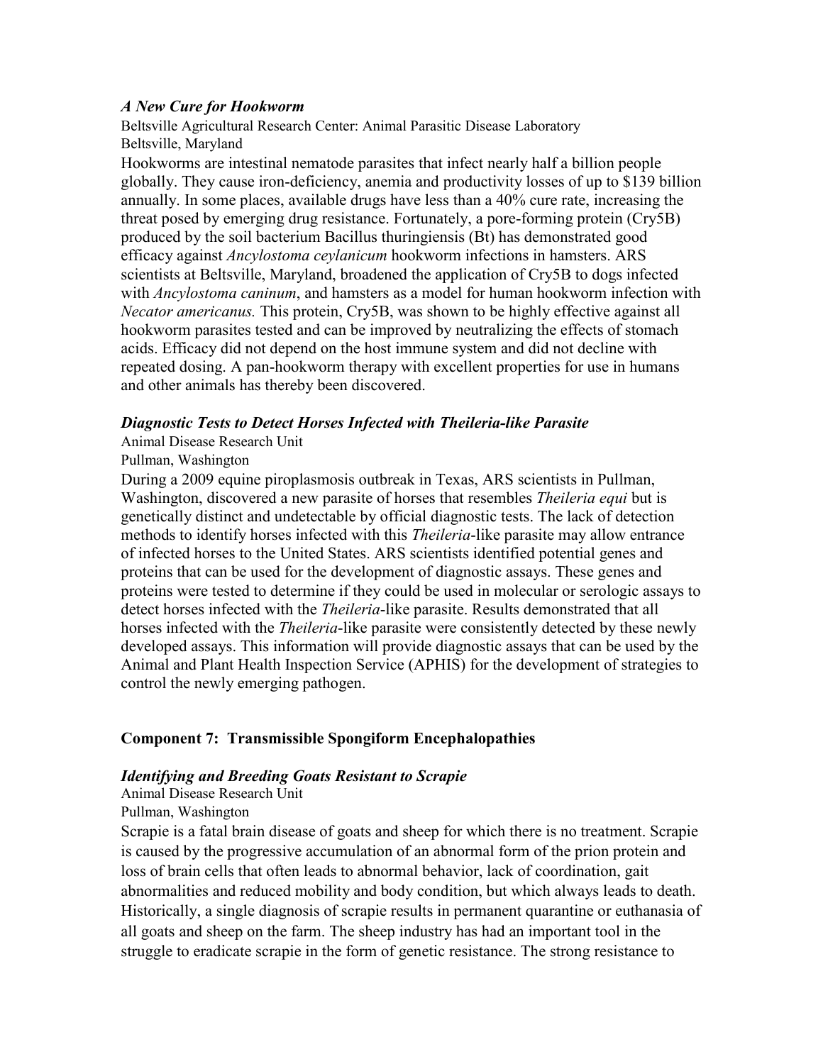### *A New Cure for Hookworm*

Beltsville Agricultural Research Center: Animal Parasitic Disease Laboratory
Beltsville, Maryland

Hookworms are intestinal nematode parasites that infect nearly half a billion people globally. They cause iron-deficiency, anemia and productivity losses of up to $139 billion annually. In some places, available drugs have less than a 40% cure rate, increasing the threat posed by emerging drug resistance. Fortunately, a pore-forming protein (Cry5B) produced by the soil bacterium Bacillus thuringiensis (Bt) has demonstrated good efficacy against *Ancylostoma ceylanicum* hookworm infections in hamsters. ARS scientists at Beltsville, Maryland, broadened the application of Cry5B to dogs infected with *Ancylostoma caninum*, and hamsters as a model for human hookworm infection with *Necator americanus.* This protein, Cry5B, was shown to be highly effective against all hookworm parasites tested and can be improved by neutralizing the effects of stomach acids. Efficacy did not depend on the host immune system and did not decline with repeated dosing. A pan-hookworm therapy with excellent properties for use in humans and other animals has thereby been discovered.

### *Diagnostic Tests to Detect Horses Infected with Theileria-like Parasite*

Animal Disease Research Unit
Pullman, Washington

During a 2009 equine piroplasmosis outbreak in Texas, ARS scientists in Pullman, Washington, discovered a new parasite of horses that resembles *Theileria equi* but is genetically distinct and undetectable by official diagnostic tests. The lack of detection methods to identify horses infected with this *Theileria*-like parasite may allow entrance of infected horses to the United States. ARS scientists identified potential genes and proteins that can be used for the development of diagnostic assays. These genes and proteins were tested to determine if they could be used in molecular or serologic assays to detect horses infected with the *Theileria*-like parasite. Results demonstrated that all horses infected with the *Theileria*-like parasite were consistently detected by these newly developed assays. This information will provide diagnostic assays that can be used by the Animal and Plant Health Inspection Service (APHIS) for the development of strategies to control the newly emerging pathogen.

## Component 7: Transmissible Spongiform Encephalopathies

### *Identifying and Breeding Goats Resistant to Scrapie*

Animal Disease Research Unit
Pullman, Washington

Scrapie is a fatal brain disease of goats and sheep for which there is no treatment. Scrapie is caused by the progressive accumulation of an abnormal form of the prion protein and loss of brain cells that often leads to abnormal behavior, lack of coordination, gait abnormalities and reduced mobility and body condition, but which always leads to death. Historically, a single diagnosis of scrapie results in permanent quarantine or euthanasia of all goats and sheep on the farm. The sheep industry has had an important tool in the struggle to eradicate scrapie in the form of genetic resistance. The strong resistance to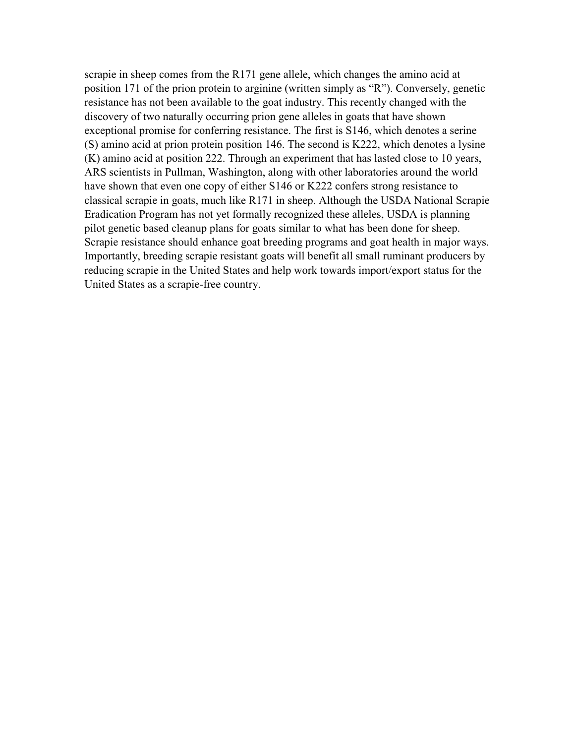scrapie in sheep comes from the R171 gene allele, which changes the amino acid at position 171 of the prion protein to arginine (written simply as "R"). Conversely, genetic resistance has not been available to the goat industry. This recently changed with the discovery of two naturally occurring prion gene alleles in goats that have shown exceptional promise for conferring resistance. The first is S146, which denotes a serine (S) amino acid at prion protein position 146. The second is K222, which denotes a lysine (K) amino acid at position 222. Through an experiment that has lasted close to 10 years, ARS scientists in Pullman, Washington, along with other laboratories around the world have shown that even one copy of either S146 or K222 confers strong resistance to classical scrapie in goats, much like R171 in sheep. Although the USDA National Scrapie Eradication Program has not yet formally recognized these alleles, USDA is planning pilot genetic based cleanup plans for goats similar to what has been done for sheep. Scrapie resistance should enhance goat breeding programs and goat health in major ways. Importantly, breeding scrapie resistant goats will benefit all small ruminant producers by reducing scrapie in the United States and help work towards import/export status for the United States as a scrapie-free country.